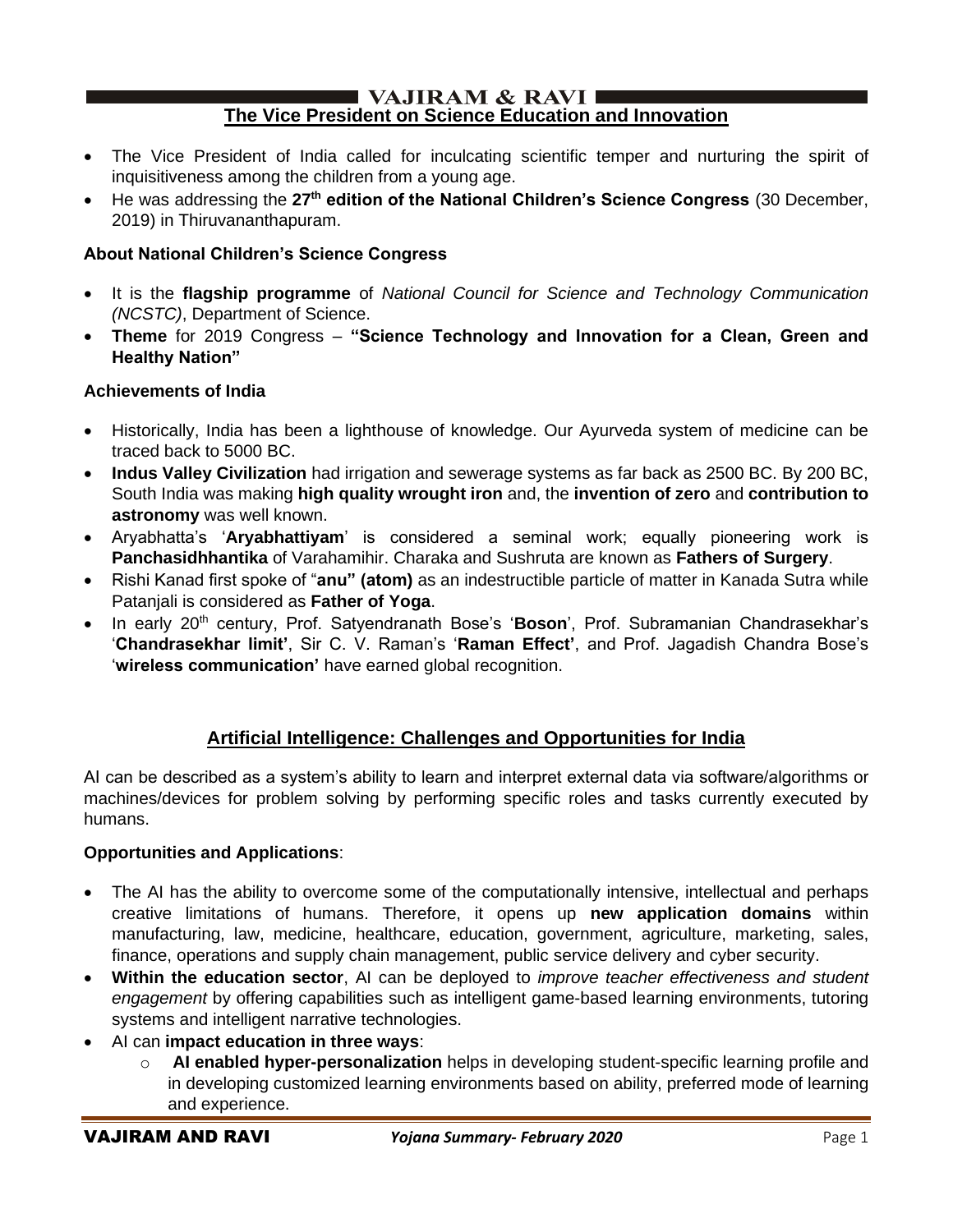## The Vice President on Science Education and Innovation

- The Vice President of India called for inculcating scientific temper and nurturing the spirit of inquisitiveness among the children from a young age.
- He was addressing the **27th edition of the National Children's Science Congress** (30 December, 2019) in Thiruvananthapuram.

### About National Children's Science Congress

- It is the **flagship programme** of *National Council for Science and Technology Communication (NCSTC)*, Department of Science.
- **Theme** for 2019 Congress – **"Science Technology and Innovation for a Clean, Green and Healthy Nation"**

### Achievements of India

- Historically, India has been a lighthouse of knowledge. Our Ayurveda system of medicine can be traced back to 5000 BC.
- **Indus Valley Civilization** had irrigation and sewerage systems as far back as 2500 BC. By 200 BC, South India was making **high quality wrought iron** and, the **invention of zero** and **contribution to astronomy** was well known.
- Aryabhatta's '**Aryabhattiyam**' is considered a seminal work; equally pioneering work is **Panchasidhhantika** of Varahamihir. Charaka and Sushruta are known as **Fathers of Surgery**.
- Rishi Kanad first spoke of "**anu" (atom)** as an indestructible particle of matter in Kanada Sutra while Patanjali is considered as **Father of Yoga**.
- In early 20th century, Prof. Satyendranath Bose's '**Boson**', Prof. Subramanian Chandrasekhar's '**Chandrasekhar limit'**, Sir C. V. Raman's '**Raman Effect'**, and Prof. Jagadish Chandra Bose's '**wireless communication'** have earned global recognition.

## Artificial Intelligence: Challenges and Opportunities for India

AI can be described as a system's ability to learn and interpret external data via software/algorithms or machines/devices for problem solving by performing specific roles and tasks currently executed by humans.

### Opportunities and Applications:

- The AI has the ability to overcome some of the computationally intensive, intellectual and perhaps creative limitations of humans. Therefore, it opens up **new application domains** within manufacturing, law, medicine, healthcare, education, government, agriculture, marketing, sales, finance, operations and supply chain management, public service delivery and cyber security.
- **Within the education sector**, AI can be deployed to *improve teacher effectiveness and student engagement* by offering capabilities such as intelligent game-based learning environments, tutoring systems and intelligent narrative technologies.
- AI can **impact education in three ways**:
  - **AI enabled hyper-personalization** helps in developing student-specific learning profile and in developing customized learning environments based on ability, preferred mode of learning and experience.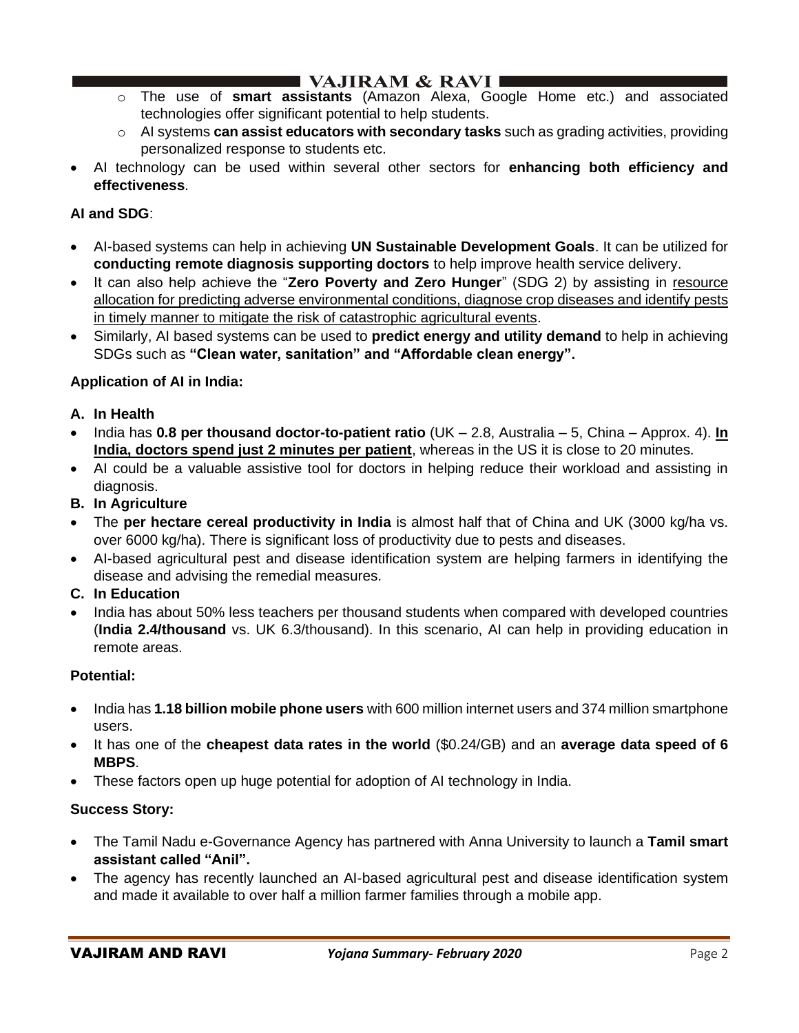- The use of **smart assistants** (Amazon Alexa, Google Home etc.) and associated technologies offer significant potential to help students.
- AI systems **can assist educators with secondary tasks** such as grading activities, providing personalized response to students etc.

- AI technology can be used within several other sectors for **enhancing both efficiency and effectiveness**.

**AI and SDG**:

- AI-based systems can help in achieving **UN Sustainable Development Goals**. It can be utilized for **conducting remote diagnosis supporting doctors** to help improve health service delivery.
- It can also help achieve the "**Zero Poverty and Zero Hunger**" (SDG 2) by assisting in <u>resource allocation for predicting adverse environmental conditions, diagnose crop diseases and identify pests in timely manner to mitigate the risk of catastrophic agricultural events</u>.
- Similarly, AI based systems can be used to **predict energy and utility demand** to help in achieving SDGs such as **"Clean water, sanitation" and "Affordable clean energy".**

**Application of AI in India:**

**A. In Health**

- India has **0.8 per thousand doctor-to-patient ratio** (UK – 2.8, Australia – 5, China – Approx. 4). **<u>In India, doctors spend just 2 minutes per patient</u>**, whereas in the US it is close to 20 minutes.
- AI could be a valuable assistive tool for doctors in helping reduce their workload and assisting in diagnosis.

**B. In Agriculture**

- The **per hectare cereal productivity in India** is almost half that of China and UK (3000 kg/ha vs. over 6000 kg/ha). There is significant loss of productivity due to pests and diseases.
- AI-based agricultural pest and disease identification system are helping farmers in identifying the disease and advising the remedial measures.

**C. In Education**

- India has about 50% less teachers per thousand students when compared with developed countries (**India 2.4/thousand** vs. UK 6.3/thousand). In this scenario, AI can help in providing education in remote areas.

**Potential:**

- India has **1.18 billion mobile phone users** with 600 million internet users and 374 million smartphone users.
- It has one of the **cheapest data rates in the world** ($0.24/GB) and an **average data speed of 6 MBPS**.
- These factors open up huge potential for adoption of AI technology in India.

**Success Story:**

- The Tamil Nadu e-Governance Agency has partnered with Anna University to launch a **Tamil smart assistant called "Anil".**
- The agency has recently launched an AI-based agricultural pest and disease identification system and made it available to over half a million farmer families through a mobile app.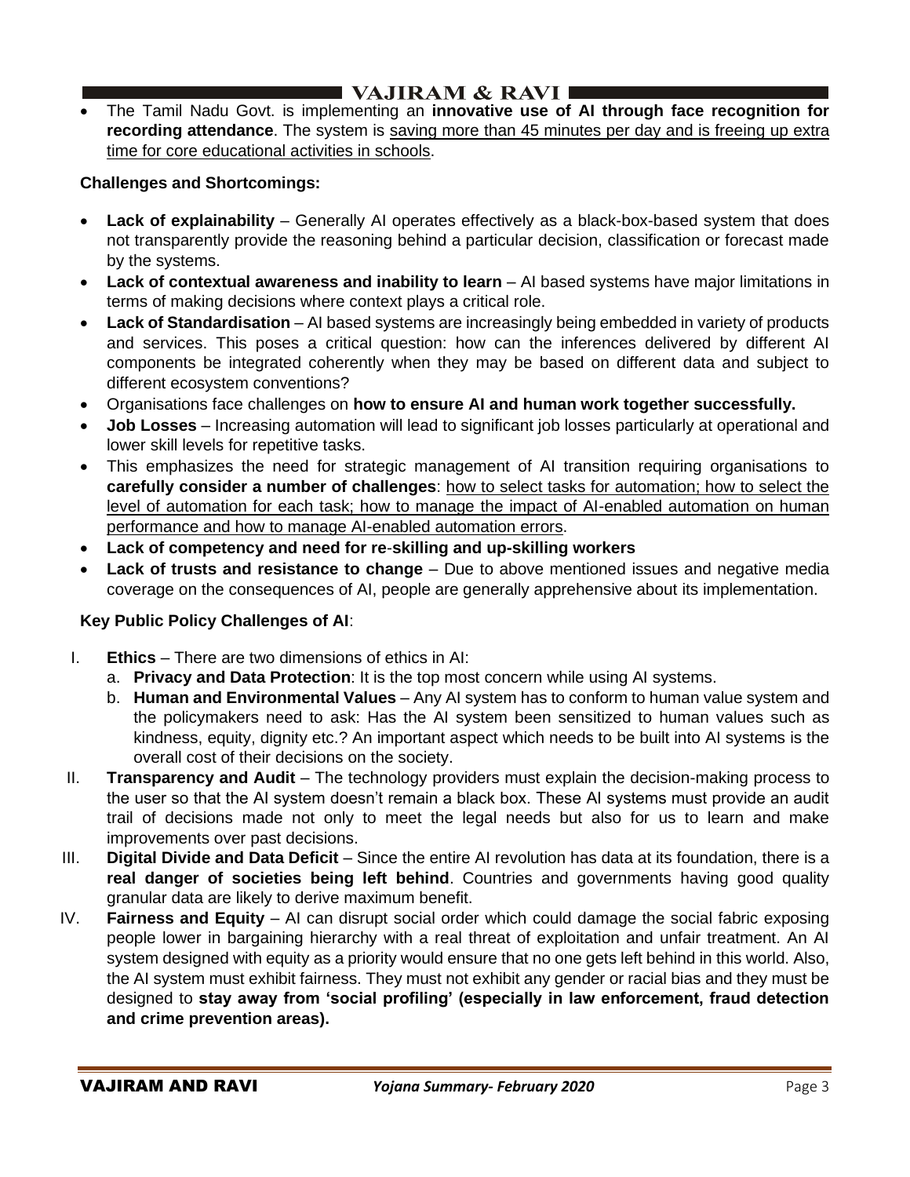- The Tamil Nadu Govt. is implementing an **innovative use of AI through face recognition for recording attendance**. The system is saving more than 45 minutes per day and is freeing up extra time for core educational activities in schools.

**Challenges and Shortcomings:**

- **Lack of explainability** – Generally AI operates effectively as a black-box-based system that does not transparently provide the reasoning behind a particular decision, classification or forecast made by the systems.
- **Lack of contextual awareness and inability to learn** – AI based systems have major limitations in terms of making decisions where context plays a critical role.
- **Lack of Standardisation** – AI based systems are increasingly being embedded in variety of products and services. This poses a critical question: how can the inferences delivered by different AI components be integrated coherently when they may be based on different data and subject to different ecosystem conventions?
- Organisations face challenges on **how to ensure AI and human work together successfully.**
- **Job Losses** – Increasing automation will lead to significant job losses particularly at operational and lower skill levels for repetitive tasks.
- This emphasizes the need for strategic management of AI transition requiring organisations to **carefully consider a number of challenges**: how to select tasks for automation; how to select the level of automation for each task; how to manage the impact of AI-enabled automation on human performance and how to manage AI-enabled automation errors.
- **Lack of competency and need for re-skilling and up-skilling workers**
- **Lack of trusts and resistance to change** – Due to above mentioned issues and negative media coverage on the consequences of AI, people are generally apprehensive about its implementation.

**Key Public Policy Challenges of AI**:

I. **Ethics** – There are two dimensions of ethics in AI:
   a. **Privacy and Data Protection**: It is the top most concern while using AI systems.
   b. **Human and Environmental Values** – Any AI system has to conform to human value system and the policymakers need to ask: Has the AI system been sensitized to human values such as kindness, equity, dignity etc.? An important aspect which needs to be built into AI systems is the overall cost of their decisions on the society.

II. **Transparency and Audit** – The technology providers must explain the decision-making process to the user so that the AI system doesn't remain a black box. These AI systems must provide an audit trail of decisions made not only to meet the legal needs but also for us to learn and make improvements over past decisions.

III. **Digital Divide and Data Deficit** – Since the entire AI revolution has data at its foundation, there is a **real danger of societies being left behind**. Countries and governments having good quality granular data are likely to derive maximum benefit.

IV. **Fairness and Equity** – AI can disrupt social order which could damage the social fabric exposing people lower in bargaining hierarchy with a real threat of exploitation and unfair treatment. An AI system designed with equity as a priority would ensure that no one gets left behind in this world. Also, the AI system must exhibit fairness. They must not exhibit any gender or racial bias and they must be designed to **stay away from 'social profiling' (especially in law enforcement, fraud detection and crime prevention areas).**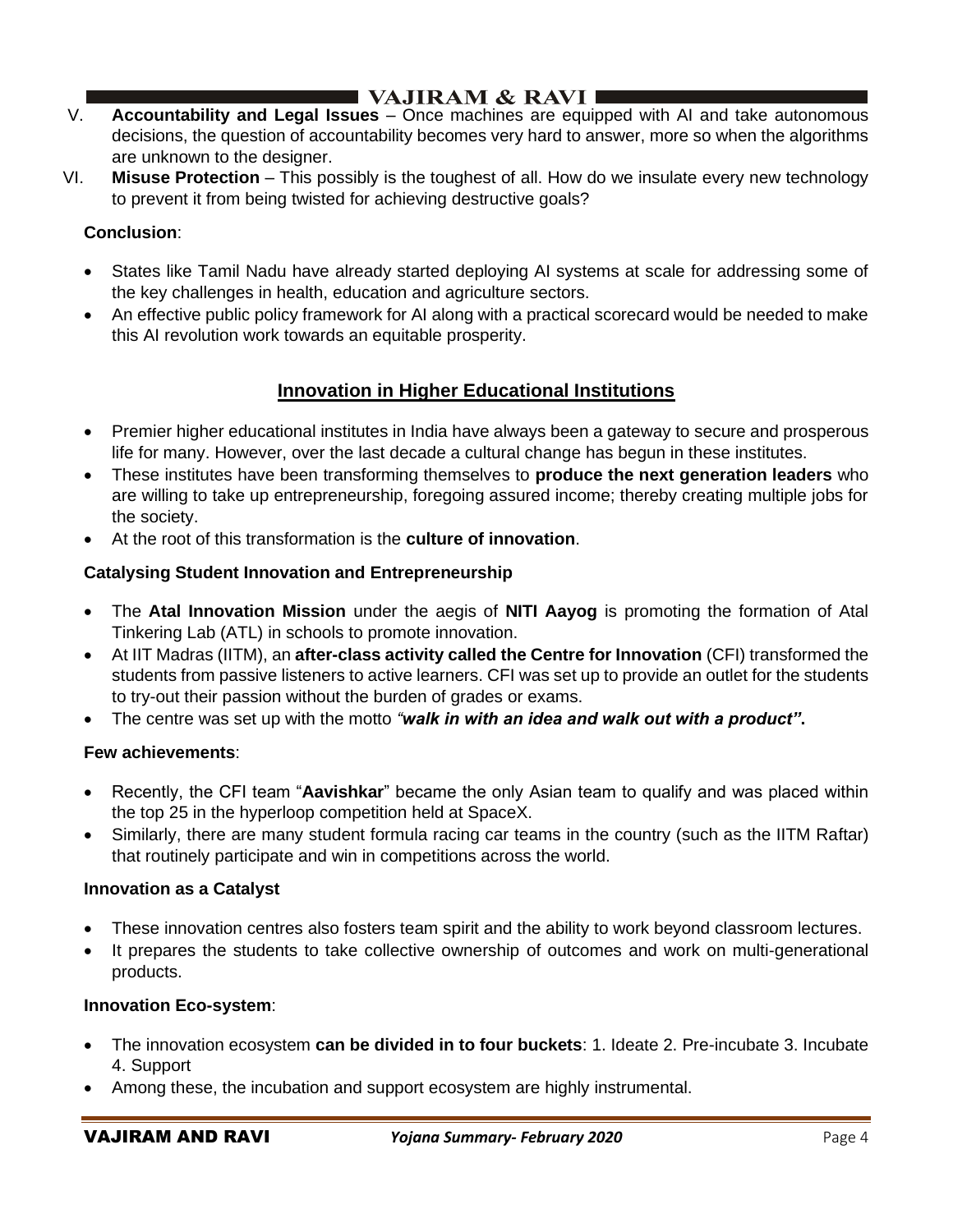V. **Accountability and Legal Issues** – Once machines are equipped with AI and take autonomous decisions, the question of accountability becomes very hard to answer, more so when the algorithms are unknown to the designer.

VI. **Misuse Protection** – This possibly is the toughest of all. How do we insulate every new technology to prevent it from being twisted for achieving destructive goals?

**Conclusion**:

- States like Tamil Nadu have already started deploying AI systems at scale for addressing some of the key challenges in health, education and agriculture sectors.
- An effective public policy framework for AI along with a practical scorecard would be needed to make this AI revolution work towards an equitable prosperity.

## Innovation in Higher Educational Institutions

- Premier higher educational institutes in India have always been a gateway to secure and prosperous life for many. However, over the last decade a cultural change has begun in these institutes.
- These institutes have been transforming themselves to **produce the next generation leaders** who are willing to take up entrepreneurship, foregoing assured income; thereby creating multiple jobs for the society.
- At the root of this transformation is the **culture of innovation**.

**Catalysing Student Innovation and Entrepreneurship**

- The **Atal Innovation Mission** under the aegis of **NITI Aayog** is promoting the formation of Atal Tinkering Lab (ATL) in schools to promote innovation.
- At IIT Madras (IITM), an **after-class activity called the Centre for Innovation** (CFI) transformed the students from passive listeners to active learners. CFI was set up to provide an outlet for the students to try-out their passion without the burden of grades or exams.
- The centre was set up with the motto *"**walk in with an idea and walk out with a product"***.

**Few achievements**:

- Recently, the CFI team "**Aavishkar**" became the only Asian team to qualify and was placed within the top 25 in the hyperloop competition held at SpaceX.
- Similarly, there are many student formula racing car teams in the country (such as the IITM Raftar) that routinely participate and win in competitions across the world.

**Innovation as a Catalyst**

- These innovation centres also fosters team spirit and the ability to work beyond classroom lectures.
- It prepares the students to take collective ownership of outcomes and work on multi-generational products.

**Innovation Eco-system**:

- The innovation ecosystem **can be divided in to four buckets**: 1. Ideate 2. Pre-incubate 3. Incubate 4. Support
- Among these, the incubation and support ecosystem are highly instrumental.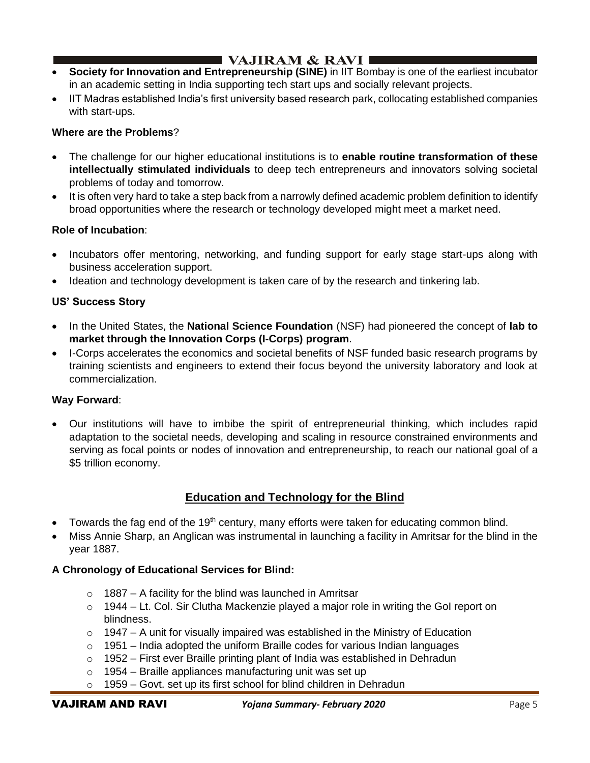- **Society for Innovation and Entrepreneurship (SINE)** in IIT Bombay is one of the earliest incubator in an academic setting in India supporting tech start ups and socially relevant projects.
- IIT Madras established India's first university based research park, collocating established companies with start-ups.

**Where are the Problems**?

- The challenge for our higher educational institutions is to **enable routine transformation of these intellectually stimulated individuals** to deep tech entrepreneurs and innovators solving societal problems of today and tomorrow.
- It is often very hard to take a step back from a narrowly defined academic problem definition to identify broad opportunities where the research or technology developed might meet a market need.

**Role of Incubation**:

- Incubators offer mentoring, networking, and funding support for early stage start-ups along with business acceleration support.
- Ideation and technology development is taken care of by the research and tinkering lab.

**US' Success Story**

- In the United States, the **National Science Foundation** (NSF) had pioneered the concept of **lab to market through the Innovation Corps (I-Corps) program**.
- I-Corps accelerates the economics and societal benefits of NSF funded basic research programs by training scientists and engineers to extend their focus beyond the university laboratory and look at commercialization.

**Way Forward**:

- Our institutions will have to imbibe the spirit of entrepreneurial thinking, which includes rapid adaptation to the societal needs, developing and scaling in resource constrained environments and serving as focal points or nodes of innovation and entrepreneurship, to reach our national goal of a \$5 trillion economy.

## Education and Technology for the Blind

- Towards the fag end of the 19th century, many efforts were taken for educating common blind.
- Miss Annie Sharp, an Anglican was instrumental in launching a facility in Amritsar for the blind in the year 1887.

**A Chronology of Educational Services for Blind:**

- 1887 – A facility for the blind was launched in Amritsar
- 1944 – Lt. Col. Sir Clutha Mackenzie played a major role in writing the GoI report on blindness.
- 1947 – A unit for visually impaired was established in the Ministry of Education
- 1951 – India adopted the uniform Braille codes for various Indian languages
- 1952 – First ever Braille printing plant of India was established in Dehradun
- 1954 – Braille appliances manufacturing unit was set up
- 1959 – Govt. set up its first school for blind children in Dehradun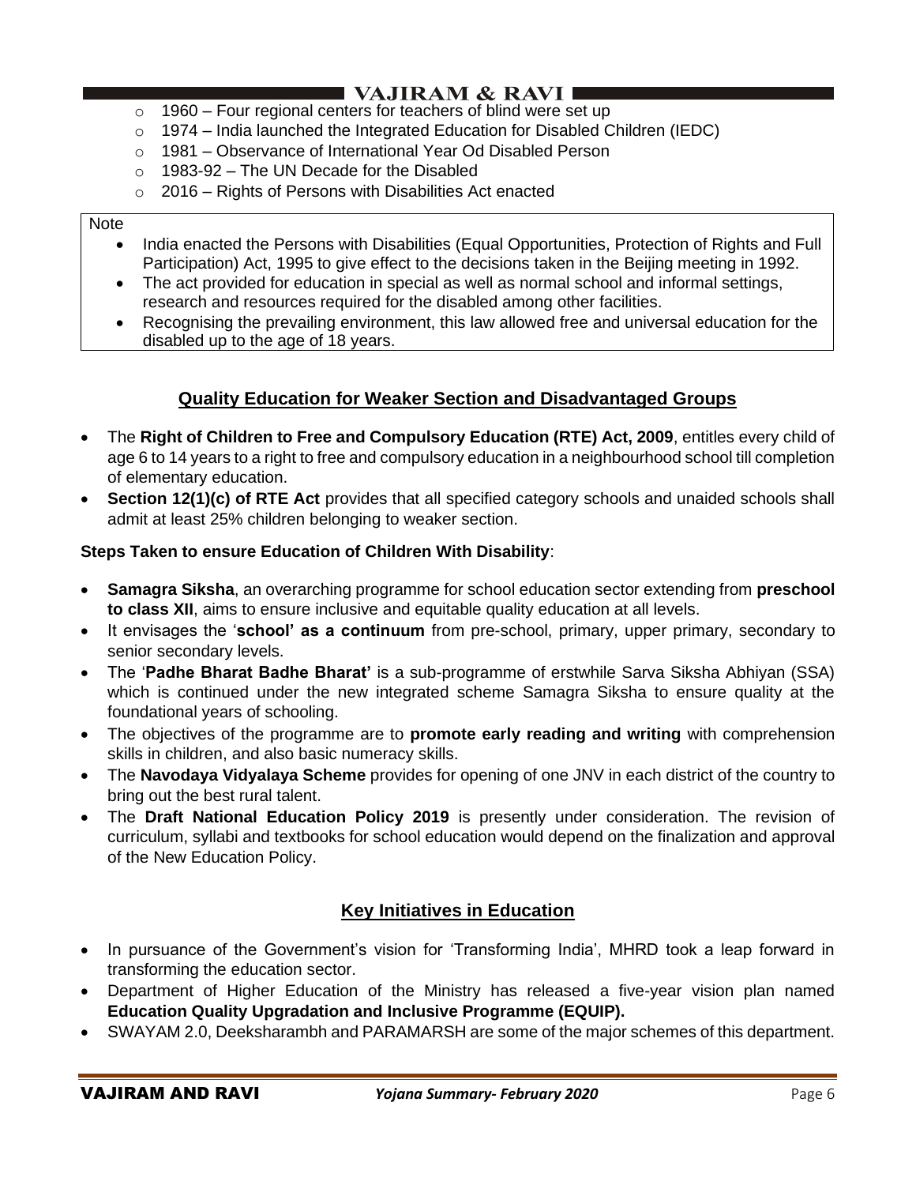- 1960 – Four regional centers for teachers of blind were set up
- 1974 – India launched the Integrated Education for Disabled Children (IEDC)
- 1981 – Observance of International Year Od Disabled Person
- 1983-92 – The UN Decade for the Disabled
- 2016 – Rights of Persons with Disabilities Act enacted

Note

- India enacted the Persons with Disabilities (Equal Opportunities, Protection of Rights and Full Participation) Act, 1995 to give effect to the decisions taken in the Beijing meeting in 1992.
- The act provided for education in special as well as normal school and informal settings, research and resources required for the disabled among other facilities.
- Recognising the prevailing environment, this law allowed free and universal education for the disabled up to the age of 18 years.

## Quality Education for Weaker Section and Disadvantaged Groups

- The **Right of Children to Free and Compulsory Education (RTE) Act, 2009**, entitles every child of age 6 to 14 years to a right to free and compulsory education in a neighbourhood school till completion of elementary education.
- **Section 12(1)(c) of RTE Act** provides that all specified category schools and unaided schools shall admit at least 25% children belonging to weaker section.

**Steps Taken to ensure Education of Children With Disability**:

- **Samagra Siksha**, an overarching programme for school education sector extending from **preschool to class XII**, aims to ensure inclusive and equitable quality education at all levels.
- It envisages the '**school' as a continuum** from pre-school, primary, upper primary, secondary to senior secondary levels.
- The '**Padhe Bharat Badhe Bharat'** is a sub-programme of erstwhile Sarva Siksha Abhiyan (SSA) which is continued under the new integrated scheme Samagra Siksha to ensure quality at the foundational years of schooling.
- The objectives of the programme are to **promote early reading and writing** with comprehension skills in children, and also basic numeracy skills.
- The **Navodaya Vidyalaya Scheme** provides for opening of one JNV in each district of the country to bring out the best rural talent.
- The **Draft National Education Policy 2019** is presently under consideration. The revision of curriculum, syllabi and textbooks for school education would depend on the finalization and approval of the New Education Policy.

## Key Initiatives in Education

- In pursuance of the Government's vision for 'Transforming India', MHRD took a leap forward in transforming the education sector.
- Department of Higher Education of the Ministry has released a five-year vision plan named **Education Quality Upgradation and Inclusive Programme (EQUIP).**
- SWAYAM 2.0, Deeksharambh and PARAMARSH are some of the major schemes of this department.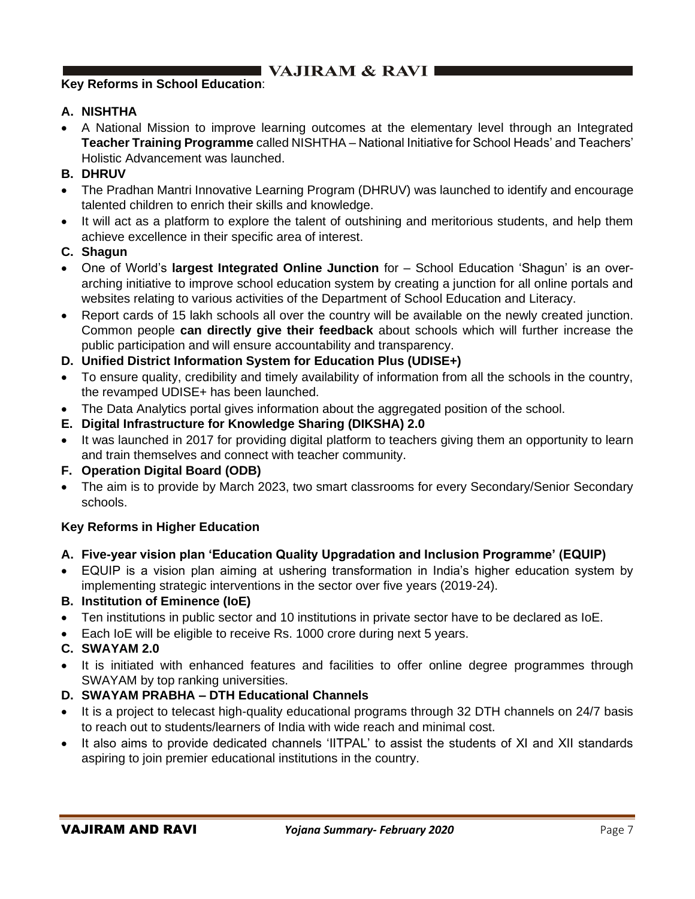**Key Reforms in School Education**:

**A. NISHTHA**

- A National Mission to improve learning outcomes at the elementary level through an Integrated **Teacher Training Programme** called NISHTHA – National Initiative for School Heads' and Teachers' Holistic Advancement was launched.

**B. DHRUV**

- The Pradhan Mantri Innovative Learning Program (DHRUV) was launched to identify and encourage talented children to enrich their skills and knowledge.
- It will act as a platform to explore the talent of outshining and meritorious students, and help them achieve excellence in their specific area of interest.

**C. Shagun**

- One of World's **largest Integrated Online Junction** for – School Education 'Shagun' is an over-arching initiative to improve school education system by creating a junction for all online portals and websites relating to various activities of the Department of School Education and Literacy.
- Report cards of 15 lakh schools all over the country will be available on the newly created junction. Common people **can directly give their feedback** about schools which will further increase the public participation and will ensure accountability and transparency.

**D. Unified District Information System for Education Plus (UDISE+)**

- To ensure quality, credibility and timely availability of information from all the schools in the country, the revamped UDISE+ has been launched.
- The Data Analytics portal gives information about the aggregated position of the school.

**E. Digital Infrastructure for Knowledge Sharing (DIKSHA) 2.0**

- It was launched in 2017 for providing digital platform to teachers giving them an opportunity to learn and train themselves and connect with teacher community.

**F. Operation Digital Board (ODB)**

- The aim is to provide by March 2023, two smart classrooms for every Secondary/Senior Secondary schools.

**Key Reforms in Higher Education**

**A. Five-year vision plan 'Education Quality Upgradation and Inclusion Programme' (EQUIP)**

- EQUIP is a vision plan aiming at ushering transformation in India's higher education system by implementing strategic interventions in the sector over five years (2019-24).

**B. Institution of Eminence (IoE)**

- Ten institutions in public sector and 10 institutions in private sector have to be declared as IoE.
- Each IoE will be eligible to receive Rs. 1000 crore during next 5 years.

**C. SWAYAM 2.0**

- It is initiated with enhanced features and facilities to offer online degree programmes through SWAYAM by top ranking universities.

**D. SWAYAM PRABHA – DTH Educational Channels**

- It is a project to telecast high-quality educational programs through 32 DTH channels on 24/7 basis to reach out to students/learners of India with wide reach and minimal cost.
- It also aims to provide dedicated channels 'IITPAL' to assist the students of XI and XII standards aspiring to join premier educational institutions in the country.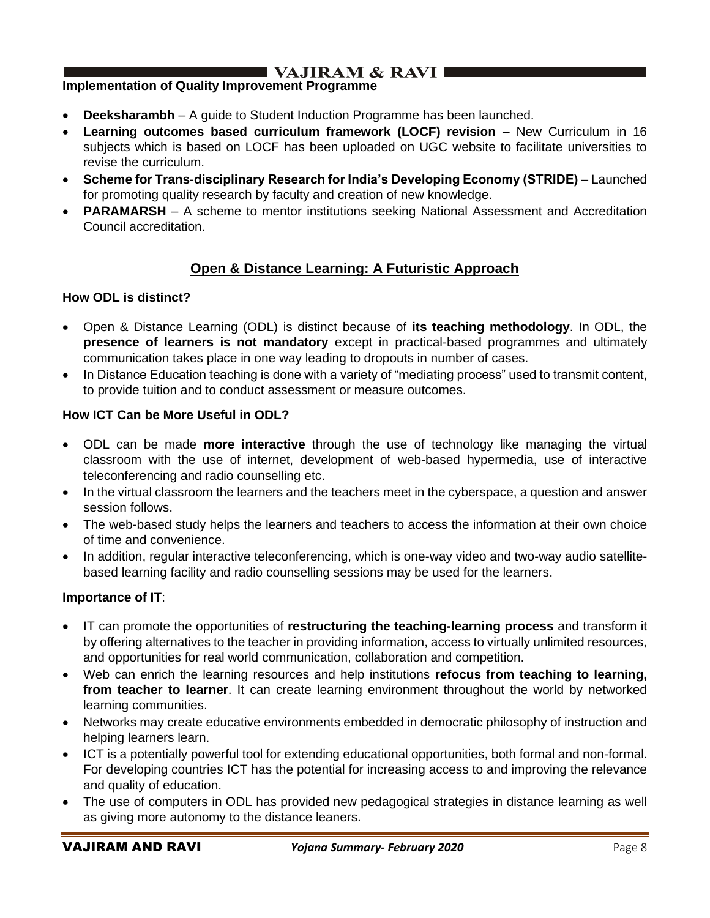**Implementation of Quality Improvement Programme**

- **Deeksharambh** – A guide to Student Induction Programme has been launched.
- **Learning outcomes based curriculum framework (LOCF) revision** – New Curriculum in 16 subjects which is based on LOCF has been uploaded on UGC website to facilitate universities to revise the curriculum.
- **Scheme for Trans-disciplinary Research for India's Developing Economy (STRIDE)** – Launched for promoting quality research by faculty and creation of new knowledge.
- **PARAMARSH** – A scheme to mentor institutions seeking National Assessment and Accreditation Council accreditation.

## Open & Distance Learning: A Futuristic Approach

**How ODL is distinct?**

- Open & Distance Learning (ODL) is distinct because of **its teaching methodology**. In ODL, the **presence of learners is not mandatory** except in practical-based programmes and ultimately communication takes place in one way leading to dropouts in number of cases.
- In Distance Education teaching is done with a variety of "mediating process" used to transmit content, to provide tuition and to conduct assessment or measure outcomes.

**How ICT Can be More Useful in ODL?**

- ODL can be made **more interactive** through the use of technology like managing the virtual classroom with the use of internet, development of web-based hypermedia, use of interactive teleconferencing and radio counselling etc.
- In the virtual classroom the learners and the teachers meet in the cyberspace, a question and answer session follows.
- The web-based study helps the learners and teachers to access the information at their own choice of time and convenience.
- In addition, regular interactive teleconferencing, which is one-way video and two-way audio satellite-based learning facility and radio counselling sessions may be used for the learners.

**Importance of IT**:

- IT can promote the opportunities of **restructuring the teaching-learning process** and transform it by offering alternatives to the teacher in providing information, access to virtually unlimited resources, and opportunities for real world communication, collaboration and competition.
- Web can enrich the learning resources and help institutions **refocus from teaching to learning, from teacher to learner**. It can create learning environment throughout the world by networked learning communities.
- Networks may create educative environments embedded in democratic philosophy of instruction and helping learners learn.
- ICT is a potentially powerful tool for extending educational opportunities, both formal and non-formal. For developing countries ICT has the potential for increasing access to and improving the relevance and quality of education.
- The use of computers in ODL has provided new pedagogical strategies in distance learning as well as giving more autonomy to the distance leaners.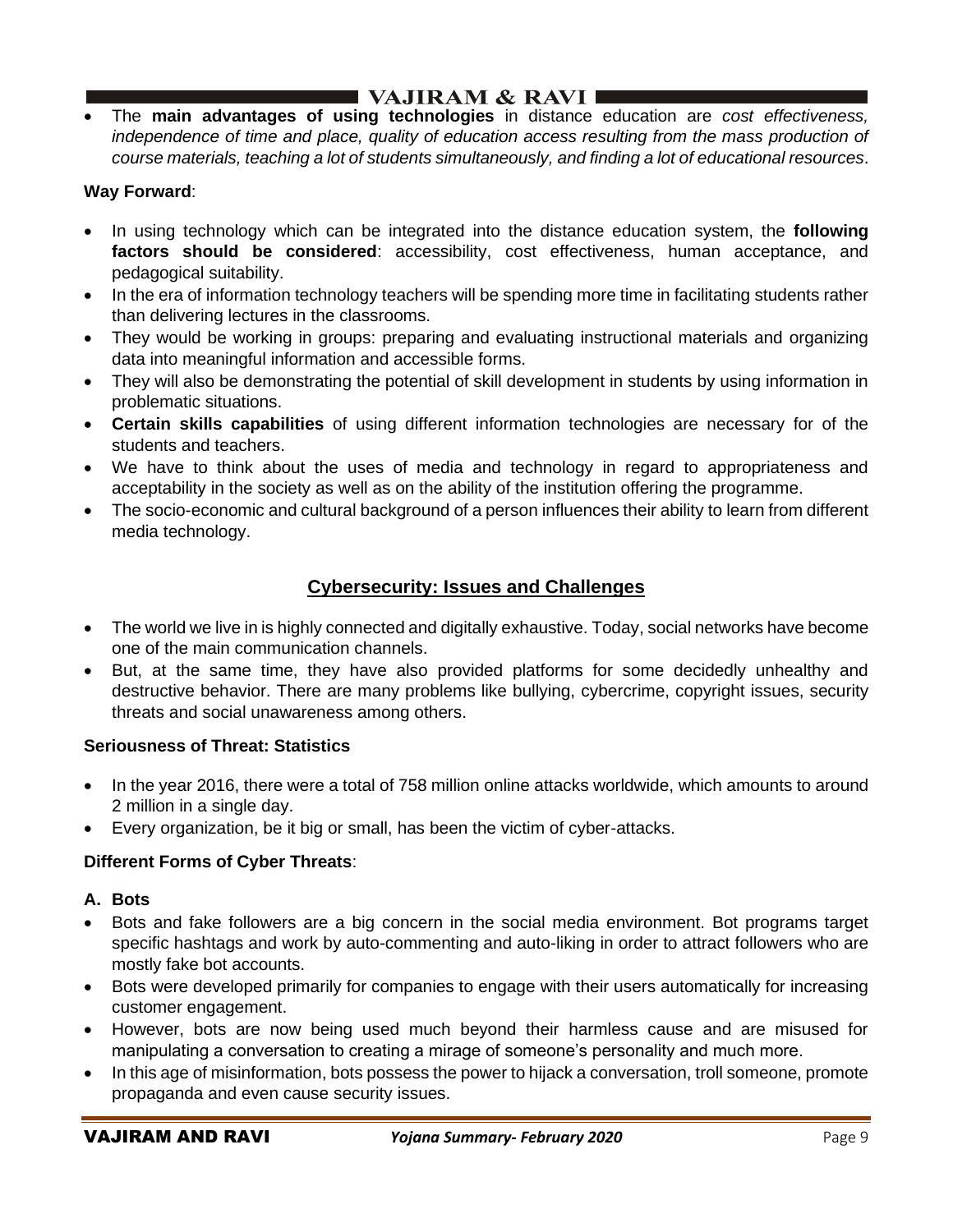- The **main advantages of using technologies** in distance education are *cost effectiveness, independence of time and place, quality of education access resulting from the mass production of course materials, teaching a lot of students simultaneously, and finding a lot of educational resources*.

**Way Forward**:

- In using technology which can be integrated into the distance education system, the **following factors should be considered**: accessibility, cost effectiveness, human acceptance, and pedagogical suitability.
- In the era of information technology teachers will be spending more time in facilitating students rather than delivering lectures in the classrooms.
- They would be working in groups: preparing and evaluating instructional materials and organizing data into meaningful information and accessible forms.
- They will also be demonstrating the potential of skill development in students by using information in problematic situations.
- **Certain skills capabilities** of using different information technologies are necessary for of the students and teachers.
- We have to think about the uses of media and technology in regard to appropriateness and acceptability in the society as well as on the ability of the institution offering the programme.
- The socio-economic and cultural background of a person influences their ability to learn from different media technology.

## Cybersecurity: Issues and Challenges

- The world we live in is highly connected and digitally exhaustive. Today, social networks have become one of the main communication channels.
- But, at the same time, they have also provided platforms for some decidedly unhealthy and destructive behavior. There are many problems like bullying, cybercrime, copyright issues, security threats and social unawareness among others.

**Seriousness of Threat: Statistics**

- In the year 2016, there were a total of 758 million online attacks worldwide, which amounts to around 2 million in a single day.
- Every organization, be it big or small, has been the victim of cyber-attacks.

**Different Forms of Cyber Threats**:

**A. Bots**

- Bots and fake followers are a big concern in the social media environment. Bot programs target specific hashtags and work by auto-commenting and auto-liking in order to attract followers who are mostly fake bot accounts.
- Bots were developed primarily for companies to engage with their users automatically for increasing customer engagement.
- However, bots are now being used much beyond their harmless cause and are misused for manipulating a conversation to creating a mirage of someone's personality and much more.
- In this age of misinformation, bots possess the power to hijack a conversation, troll someone, promote propaganda and even cause security issues.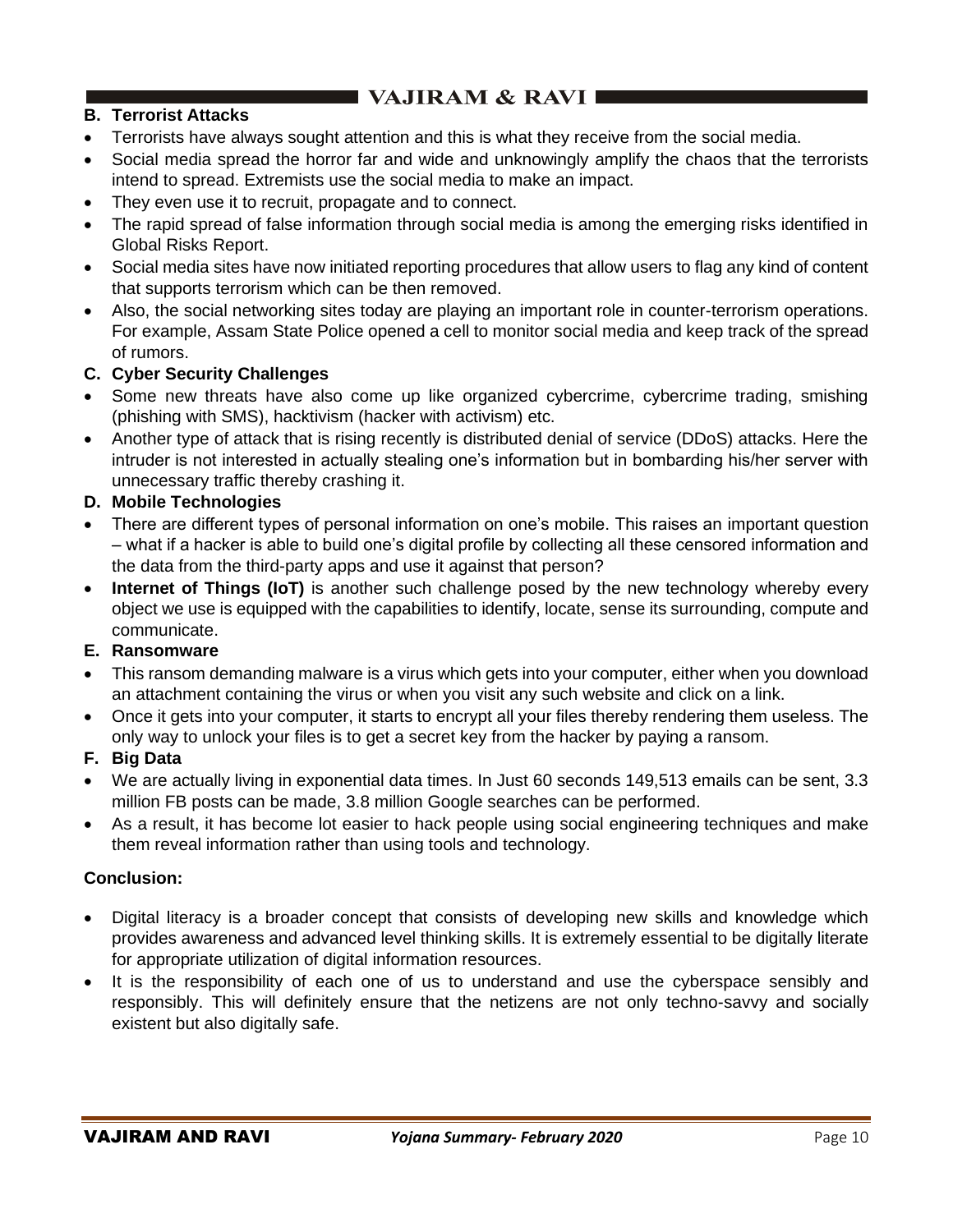### B. Terrorist Attacks

- Terrorists have always sought attention and this is what they receive from the social media.
- Social media spread the horror far and wide and unknowingly amplify the chaos that the terrorists intend to spread. Extremists use the social media to make an impact.
- They even use it to recruit, propagate and to connect.
- The rapid spread of false information through social media is among the emerging risks identified in Global Risks Report.
- Social media sites have now initiated reporting procedures that allow users to flag any kind of content that supports terrorism which can be then removed.
- Also, the social networking sites today are playing an important role in counter-terrorism operations. For example, Assam State Police opened a cell to monitor social media and keep track of the spread of rumors.

### C. Cyber Security Challenges

- Some new threats have also come up like organized cybercrime, cybercrime trading, smishing (phishing with SMS), hacktivism (hacker with activism) etc.
- Another type of attack that is rising recently is distributed denial of service (DDoS) attacks. Here the intruder is not interested in actually stealing one's information but in bombarding his/her server with unnecessary traffic thereby crashing it.

### D. Mobile Technologies

- There are different types of personal information on one's mobile. This raises an important question – what if a hacker is able to build one's digital profile by collecting all these censored information and the data from the third-party apps and use it against that person?
- **Internet of Things (IoT)** is another such challenge posed by the new technology whereby every object we use is equipped with the capabilities to identify, locate, sense its surrounding, compute and communicate.

### E. Ransomware

- This ransom demanding malware is a virus which gets into your computer, either when you download an attachment containing the virus or when you visit any such website and click on a link.
- Once it gets into your computer, it starts to encrypt all your files thereby rendering them useless. The only way to unlock your files is to get a secret key from the hacker by paying a ransom.

### F. Big Data

- We are actually living in exponential data times. In Just 60 seconds 149,513 emails can be sent, 3.3 million FB posts can be made, 3.8 million Google searches can be performed.
- As a result, it has become lot easier to hack people using social engineering techniques and make them reveal information rather than using tools and technology.

### Conclusion:

- Digital literacy is a broader concept that consists of developing new skills and knowledge which provides awareness and advanced level thinking skills. It is extremely essential to be digitally literate for appropriate utilization of digital information resources.
- It is the responsibility of each one of us to understand and use the cyberspace sensibly and responsibly. This will definitely ensure that the netizens are not only techno-savvy and socially existent but also digitally safe.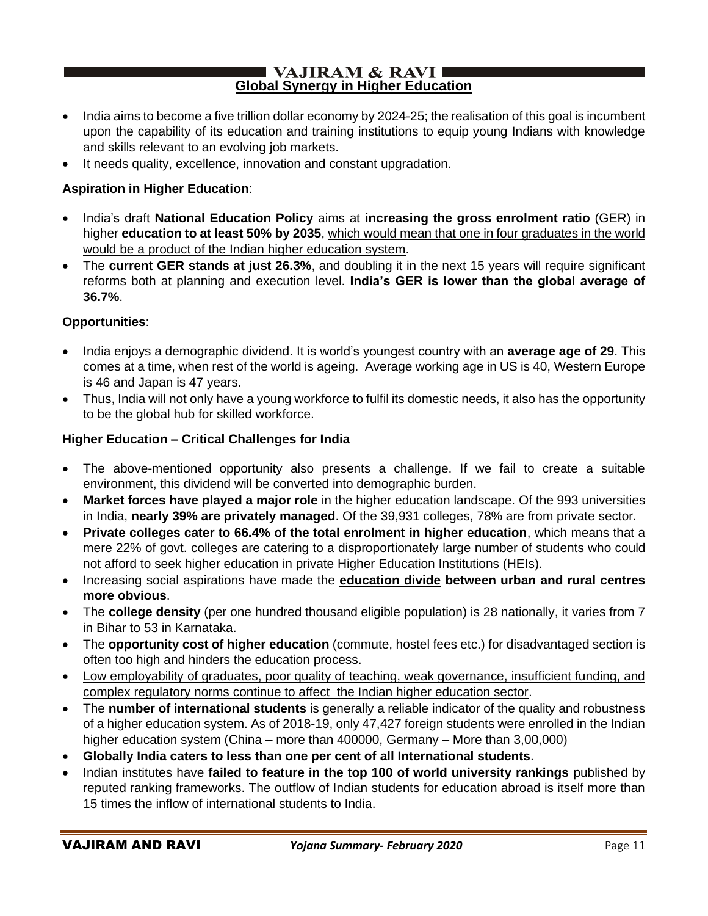## Global Synergy in Higher Education

- India aims to become a five trillion dollar economy by 2024-25; the realisation of this goal is incumbent upon the capability of its education and training institutions to equip young Indians with knowledge and skills relevant to an evolving job markets.
- It needs quality, excellence, innovation and constant upgradation.

**Aspiration in Higher Education**:

- India's draft **National Education Policy** aims at **increasing the gross enrolment ratio** (GER) in higher **education to at least 50% by 2035**, which would mean that one in four graduates in the world would be a product of the Indian higher education system.
- The **current GER stands at just 26.3%**, and doubling it in the next 15 years will require significant reforms both at planning and execution level. **India's GER is lower than the global average of 36.7%**.

**Opportunities**:

- India enjoys a demographic dividend. It is world's youngest country with an **average age of 29**. This comes at a time, when rest of the world is ageing. Average working age in US is 40, Western Europe is 46 and Japan is 47 years.
- Thus, India will not only have a young workforce to fulfil its domestic needs, it also has the opportunity to be the global hub for skilled workforce.

**Higher Education – Critical Challenges for India**

- The above-mentioned opportunity also presents a challenge. If we fail to create a suitable environment, this dividend will be converted into demographic burden.
- **Market forces have played a major role** in the higher education landscape. Of the 993 universities in India, **nearly 39% are privately managed**. Of the 39,931 colleges, 78% are from private sector.
- **Private colleges cater to 66.4% of the total enrolment in higher education**, which means that a mere 22% of govt. colleges are catering to a disproportionately large number of students who could not afford to seek higher education in private Higher Education Institutions (HEIs).
- Increasing social aspirations have made the **education divide between urban and rural centres more obvious**.
- The **college density** (per one hundred thousand eligible population) is 28 nationally, it varies from 7 in Bihar to 53 in Karnataka.
- The **opportunity cost of higher education** (commute, hostel fees etc.) for disadvantaged section is often too high and hinders the education process.
- Low employability of graduates, poor quality of teaching, weak governance, insufficient funding, and complex regulatory norms continue to affect the Indian higher education sector.
- The **number of international students** is generally a reliable indicator of the quality and robustness of a higher education system. As of 2018-19, only 47,427 foreign students were enrolled in the Indian higher education system (China – more than 400000, Germany – More than 3,00,000)
- **Globally India caters to less than one per cent of all International students**.
- Indian institutes have **failed to feature in the top 100 of world university rankings** published by reputed ranking frameworks. The outflow of Indian students for education abroad is itself more than 15 times the inflow of international students to India.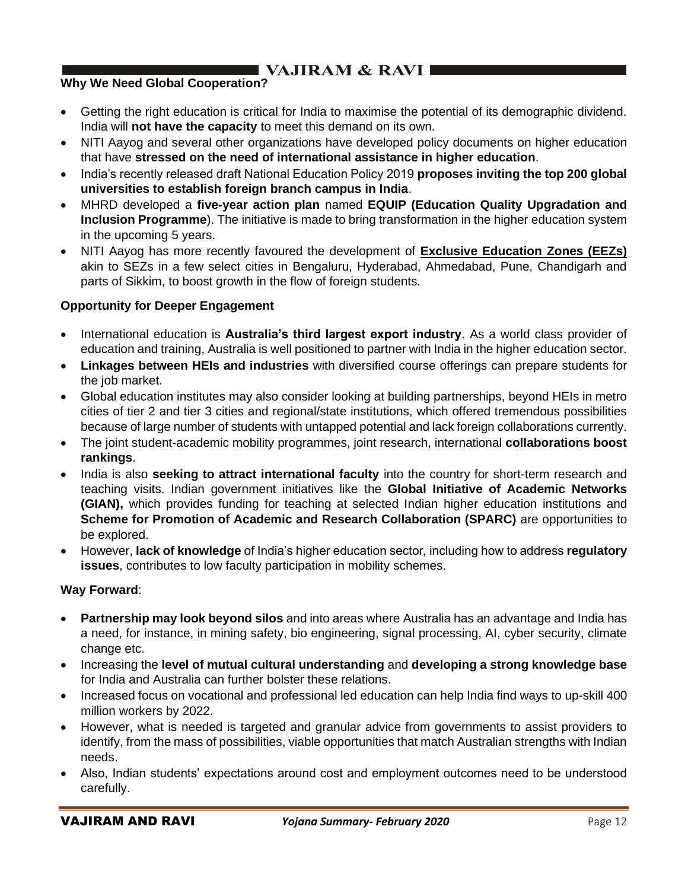**Why We Need Global Cooperation?**

- Getting the right education is critical for India to maximise the potential of its demographic dividend. India will **not have the capacity** to meet this demand on its own.
- NITI Aayog and several other organizations have developed policy documents on higher education that have **stressed on the need of international assistance in higher education**.
- India's recently released draft National Education Policy 2019 **proposes inviting the top 200 global universities to establish foreign branch campus in India**.
- MHRD developed a **five-year action plan** named **EQUIP (Education Quality Upgradation and Inclusion Programme**). The initiative is made to bring transformation in the higher education system in the upcoming 5 years.
- NITI Aayog has more recently favoured the development of **Exclusive Education Zones (EEZs)** akin to SEZs in a few select cities in Bengaluru, Hyderabad, Ahmedabad, Pune, Chandigarh and parts of Sikkim, to boost growth in the flow of foreign students.

**Opportunity for Deeper Engagement**

- International education is **Australia's third largest export industry**. As a world class provider of education and training, Australia is well positioned to partner with India in the higher education sector.
- **Linkages between HEIs and industries** with diversified course offerings can prepare students for the job market.
- Global education institutes may also consider looking at building partnerships, beyond HEIs in metro cities of tier 2 and tier 3 cities and regional/state institutions, which offered tremendous possibilities because of large number of students with untapped potential and lack foreign collaborations currently.
- The joint student-academic mobility programmes, joint research, international **collaborations boost rankings**.
- India is also **seeking to attract international faculty** into the country for short-term research and teaching visits. Indian government initiatives like the **Global Initiative of Academic Networks (GIAN),** which provides funding for teaching at selected Indian higher education institutions and **Scheme for Promotion of Academic and Research Collaboration (SPARC)** are opportunities to be explored.
- However, **lack of knowledge** of India's higher education sector, including how to address **regulatory issues**, contributes to low faculty participation in mobility schemes.

**Way Forward**:

- **Partnership may look beyond silos** and into areas where Australia has an advantage and India has a need, for instance, in mining safety, bio engineering, signal processing, AI, cyber security, climate change etc.
- Increasing the **level of mutual cultural understanding** and **developing a strong knowledge base** for India and Australia can further bolster these relations.
- Increased focus on vocational and professional led education can help India find ways to up-skill 400 million workers by 2022.
- However, what is needed is targeted and granular advice from governments to assist providers to identify, from the mass of possibilities, viable opportunities that match Australian strengths with Indian needs.
- Also, Indian students' expectations around cost and employment outcomes need to be understood carefully.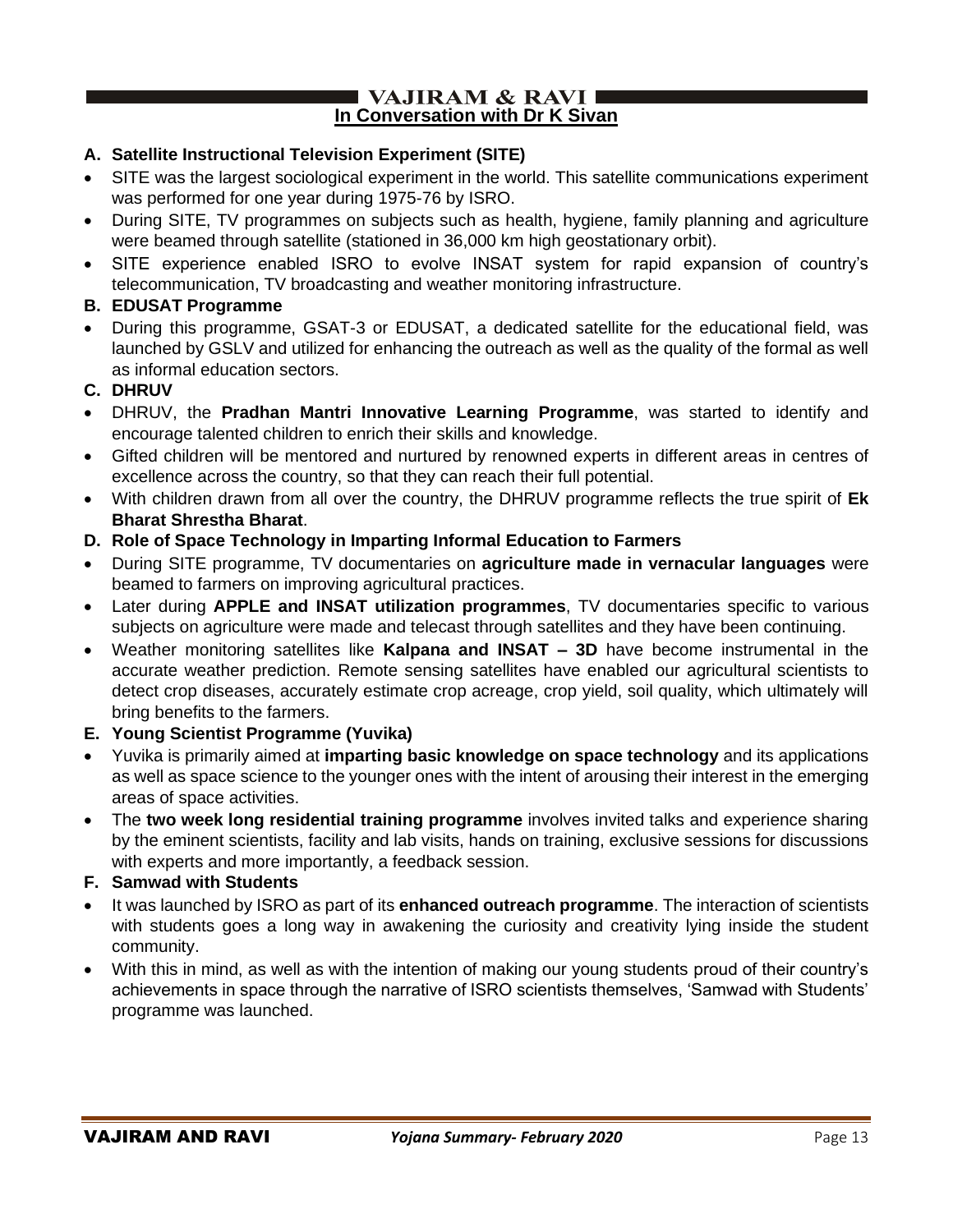## In Conversation with Dr K Sivan

**A. Satellite Instructional Television Experiment (SITE)**

- SITE was the largest sociological experiment in the world. This satellite communications experiment was performed for one year during 1975-76 by ISRO.
- During SITE, TV programmes on subjects such as health, hygiene, family planning and agriculture were beamed through satellite (stationed in 36,000 km high geostationary orbit).
- SITE experience enabled ISRO to evolve INSAT system for rapid expansion of country's telecommunication, TV broadcasting and weather monitoring infrastructure.

**B. EDUSAT Programme**

- During this programme, GSAT-3 or EDUSAT, a dedicated satellite for the educational field, was launched by GSLV and utilized for enhancing the outreach as well as the quality of the formal as well as informal education sectors.

**C. DHRUV**

- DHRUV, the **Pradhan Mantri Innovative Learning Programme**, was started to identify and encourage talented children to enrich their skills and knowledge.
- Gifted children will be mentored and nurtured by renowned experts in different areas in centres of excellence across the country, so that they can reach their full potential.
- With children drawn from all over the country, the DHRUV programme reflects the true spirit of **Ek Bharat Shrestha Bharat**.

**D. Role of Space Technology in Imparting Informal Education to Farmers**

- During SITE programme, TV documentaries on **agriculture made in vernacular languages** were beamed to farmers on improving agricultural practices.
- Later during **APPLE and INSAT utilization programmes**, TV documentaries specific to various subjects on agriculture were made and telecast through satellites and they have been continuing.
- Weather monitoring satellites like **Kalpana and INSAT – 3D** have become instrumental in the accurate weather prediction. Remote sensing satellites have enabled our agricultural scientists to detect crop diseases, accurately estimate crop acreage, crop yield, soil quality, which ultimately will bring benefits to the farmers.

**E. Young Scientist Programme (Yuvika)**

- Yuvika is primarily aimed at **imparting basic knowledge on space technology** and its applications as well as space science to the younger ones with the intent of arousing their interest in the emerging areas of space activities.
- The **two week long residential training programme** involves invited talks and experience sharing by the eminent scientists, facility and lab visits, hands on training, exclusive sessions for discussions with experts and more importantly, a feedback session.

**F. Samwad with Students**

- It was launched by ISRO as part of its **enhanced outreach programme**. The interaction of scientists with students goes a long way in awakening the curiosity and creativity lying inside the student community.
- With this in mind, as well as with the intention of making our young students proud of their country's achievements in space through the narrative of ISRO scientists themselves, 'Samwad with Students' programme was launched.